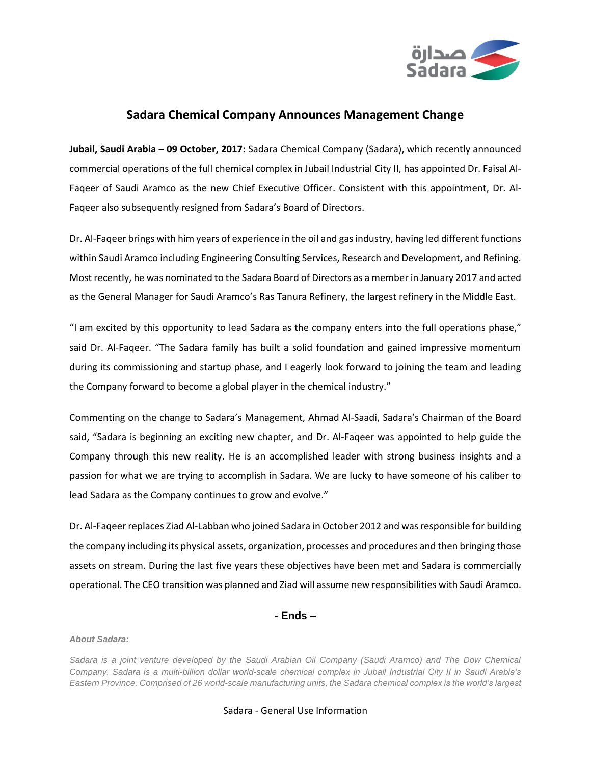# Sadara Chemical Company Announces Management Change

**Jubail, Saudi Arabia – 09 October, 2017:** Sadara Chemical Company (Sadara), which recently announced commercial operations of the full chemical complex in Jubail Industrial City II, has appointed Dr. Faisal Al-Faqeer of Saudi Aramco as the new Chief Executive Officer. Consistent with this appointment, Dr. Al-Faqeer also subsequently resigned from Sadara's Board of Directors.

Dr. Al-Faqeer brings with him years of experience in the oil and gas industry, having led different functions within Saudi Aramco including Engineering Consulting Services, Research and Development, and Refining. Most recently, he was nominated to the Sadara Board of Directors as a member in January 2017 and acted as the General Manager for Saudi Aramco's Ras Tanura Refinery, the largest refinery in the Middle East.

"I am excited by this opportunity to lead Sadara as the company enters into the full operations phase," said Dr. Al-Faqeer. "The Sadara family has built a solid foundation and gained impressive momentum during its commissioning and startup phase, and I eagerly look forward to joining the team and leading the Company forward to become a global player in the chemical industry."

Commenting on the change to Sadara's Management, Ahmad Al-Saadi, Sadara's Chairman of the Board said, "Sadara is beginning an exciting new chapter, and Dr. Al-Faqeer was appointed to help guide the Company through this new reality. He is an accomplished leader with strong business insights and a passion for what we are trying to accomplish in Sadara. We are lucky to have someone of his caliber to lead Sadara as the Company continues to grow and evolve."

Dr. Al-Faqeer replaces Ziad Al-Labban who joined Sadara in October 2012 and was responsible for building the company including its physical assets, organization, processes and procedures and then bringing those assets on stream. During the last five years these objectives have been met and Sadara is commercially operational. The CEO transition was planned and Ziad will assume new responsibilities with Saudi Aramco.

**- Ends –**

***About Sadara:***

*Sadara is a joint venture developed by the Saudi Arabian Oil Company (Saudi Aramco) and The Dow Chemical Company. Sadara is a multi-billion dollar world-scale chemical complex in Jubail Industrial City II in Saudi Arabia's Eastern Province. Comprised of 26 world-scale manufacturing units, the Sadara chemical complex is the world's largest*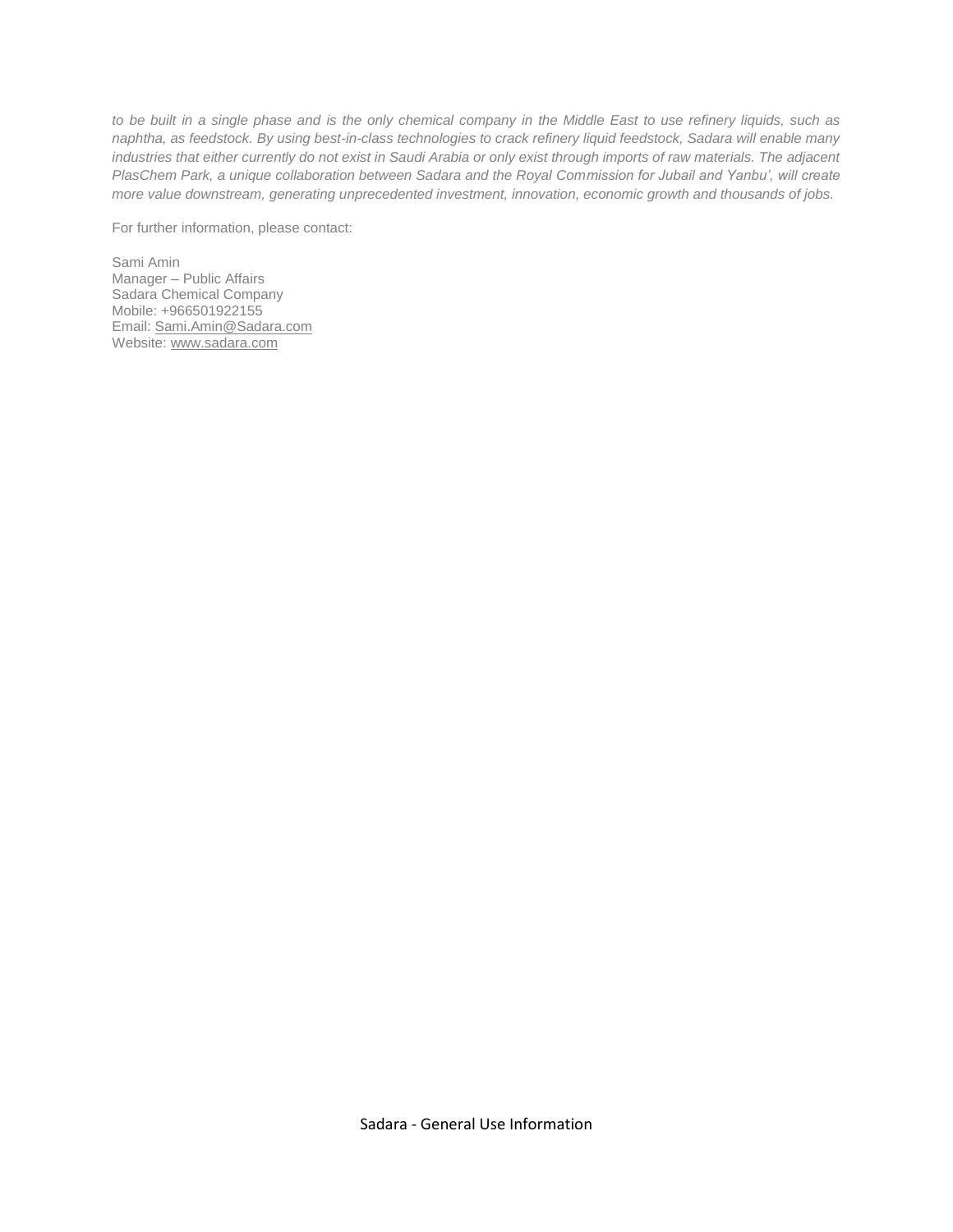*to be built in a single phase and is the only chemical company in the Middle East to use refinery liquids, such as naphtha, as feedstock. By using best-in-class technologies to crack refinery liquid feedstock, Sadara will enable many industries that either currently do not exist in Saudi Arabia or only exist through imports of raw materials. The adjacent PlasChem Park, a unique collaboration between Sadara and the Royal Commission for Jubail and Yanbu', will create more value downstream, generating unprecedented investment, innovation, economic growth and thousands of jobs.*

For further information, please contact:

Sami Amin  
Manager – Public Affairs  
Sadara Chemical Company  
Mobile: +966501922155  
Email: Sami.Amin@Sadara.com  
Website: www.sadara.com

Sadara - General Use Information